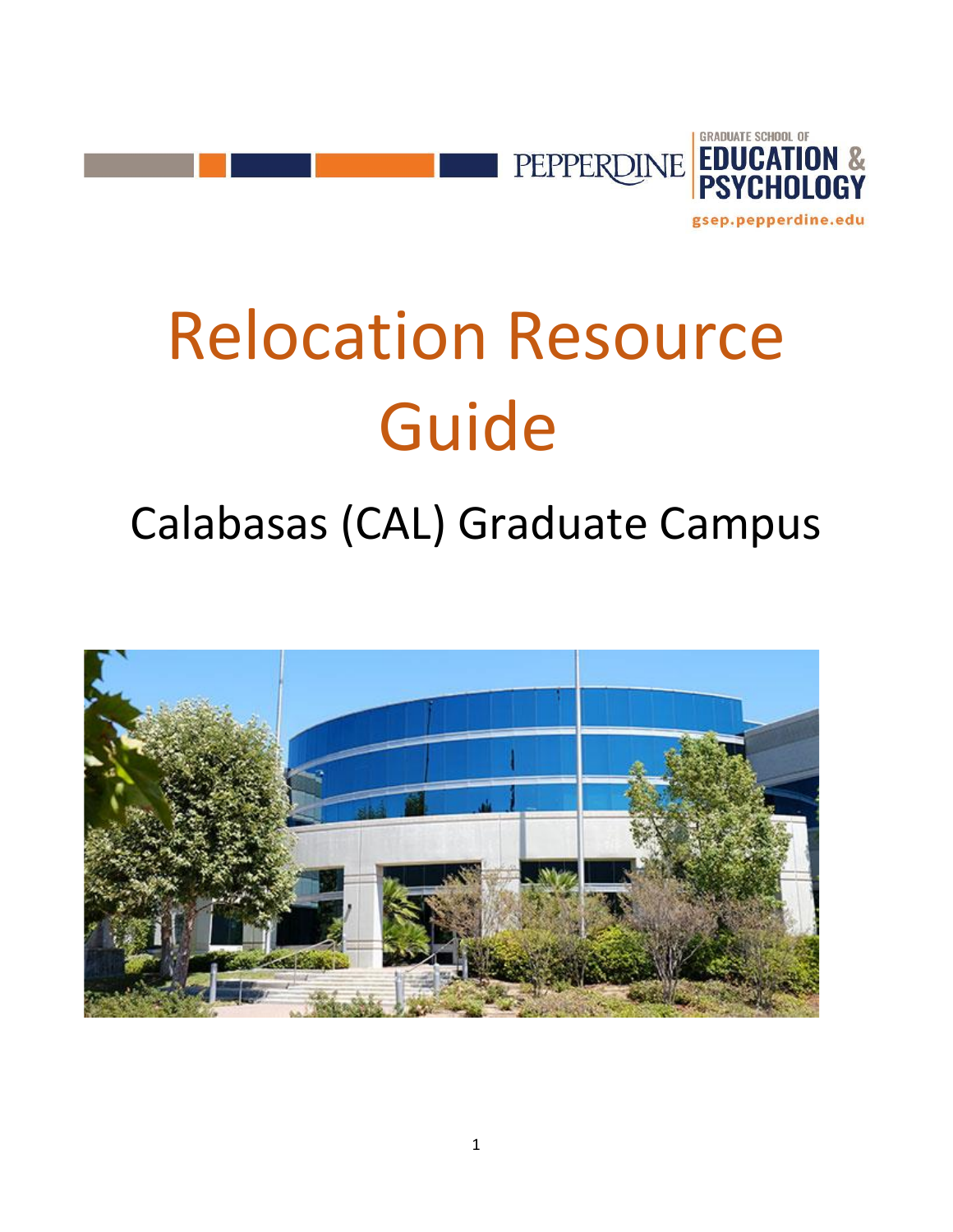PEPPERDINE | GRADUATE SCHOOL OF EDUCATION & PSYCHOLOGY

gsep.pepperdine.edu

# Relocation Resource Guide

## Calabasas (CAL) Graduate Campus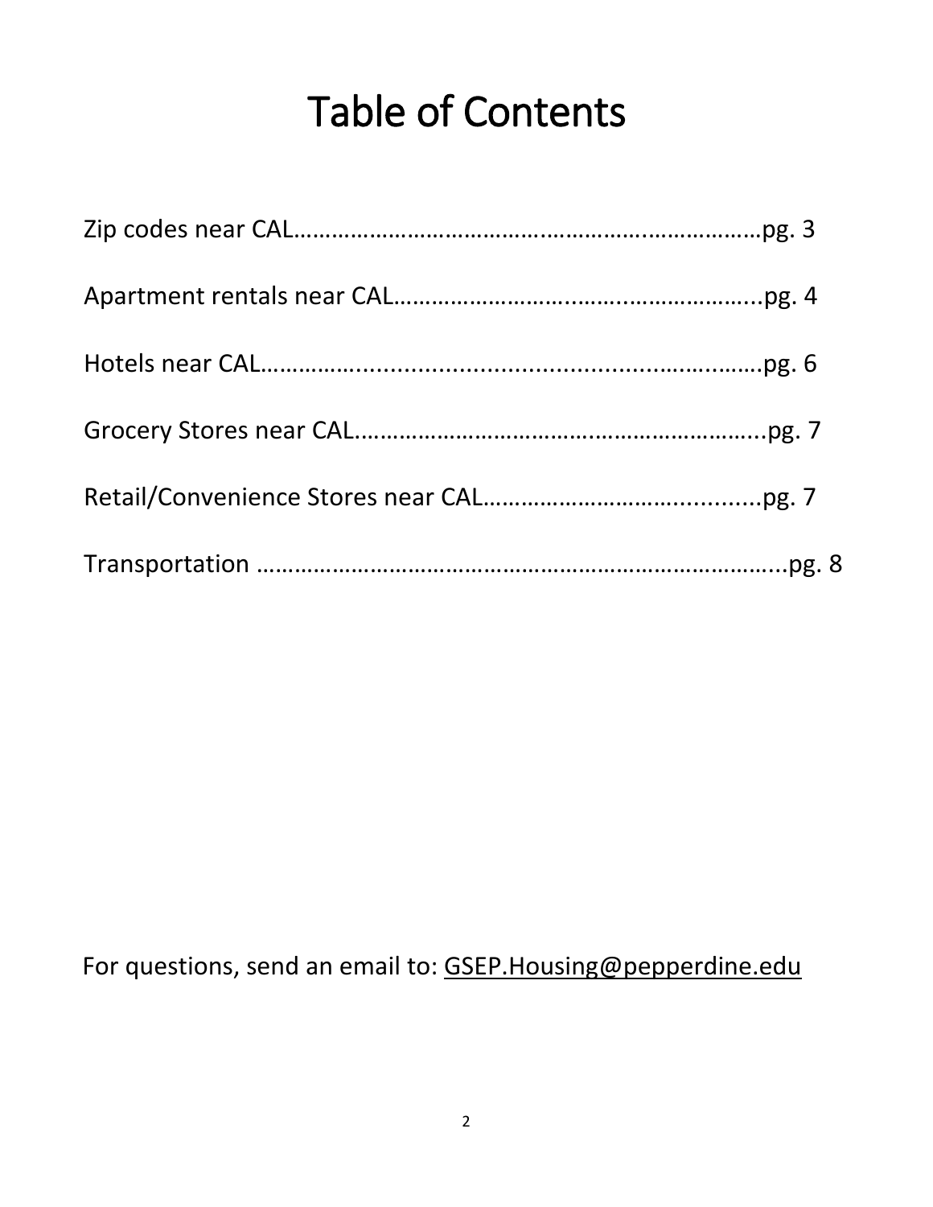# Table of Contents

Zip codes near CAL……………………………………………………………………pg. 3

Apartment rentals near CAL…………………………………………………...pg. 4

Hotels near CAL……………………………………………………………………pg. 6

Grocery Stores near CAL…………………………………………………………...pg. 7

Retail/Convenience Stores near CAL……………………………………...........pg. 7

Transportation ………………………………………………………………………...pg. 8

For questions, send an email to: GSEP.Housing@pepperdine.edu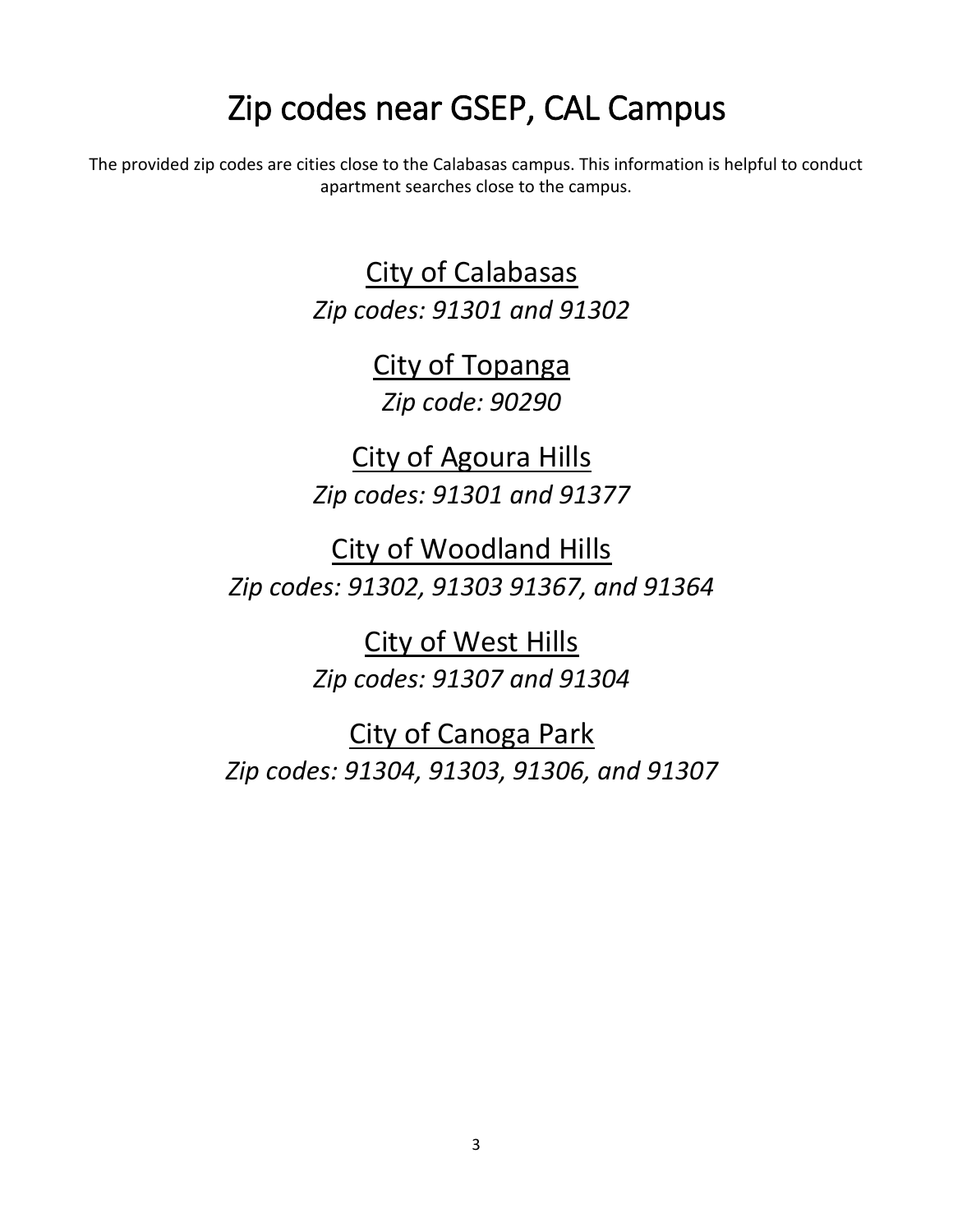# Zip codes near GSEP, CAL Campus

The provided zip codes are cities close to the Calabasas campus. This information is helpful to conduct apartment searches close to the campus.

<u>City of Calabasas</u>

*Zip codes: 91301 and 91302*

<u>City of Topanga</u>

*Zip code: 90290*

<u>City of Agoura Hills</u>

*Zip codes: 91301 and 91377*

<u>City of Woodland Hills</u>

*Zip codes: 91302, 91303 91367, and 91364*

<u>City of West Hills</u>

*Zip codes: 91307 and 91304*

<u>City of Canoga Park</u>

*Zip codes: 91304, 91303, 91306, and 91307*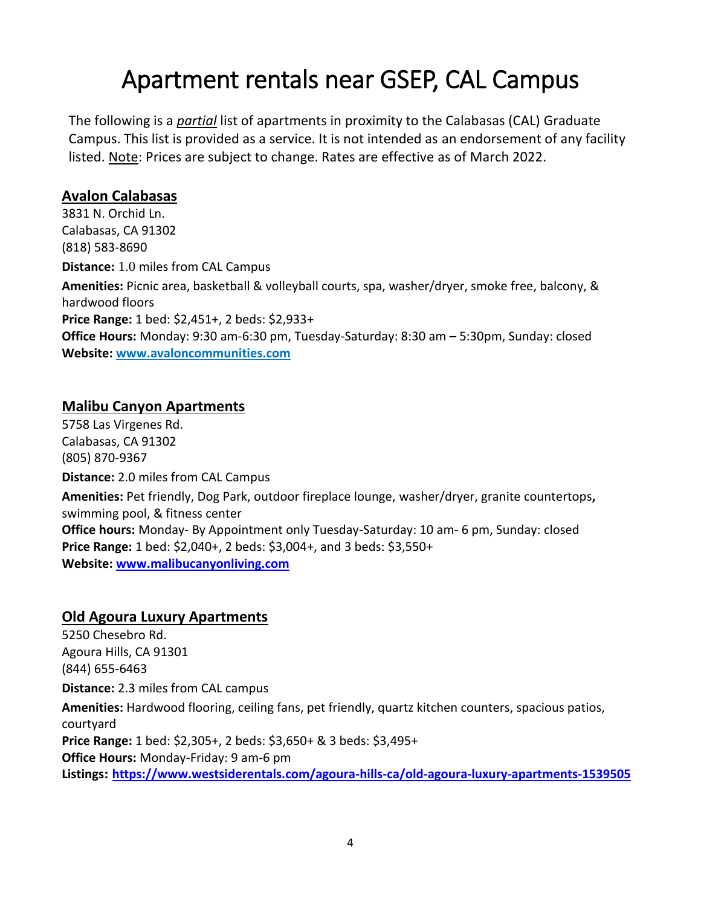# Apartment rentals near GSEP, CAL Campus

The following is a *partial* list of apartments in proximity to the Calabasas (CAL) Graduate Campus. This list is provided as a service. It is not intended as an endorsement of any facility listed. Note: Prices are subject to change. Rates are effective as of March 2022.

## Avalon Calabasas

3831 N. Orchid Ln.
Calabasas, CA 91302
(818) 583-8690

**Distance:** 1.0 miles from CAL Campus

**Amenities:** Picnic area, basketball & volleyball courts, spa, washer/dryer, smoke free, balcony, & hardwood floors

**Price Range:** 1 bed: $2,451+, 2 beds: $2,933+

**Office Hours:** Monday: 9:30 am-6:30 pm, Tuesday-Saturday: 8:30 am – 5:30pm, Sunday: closed

**Website: [www.avaloncommunities.com](www.avaloncommunities.com)**

## Malibu Canyon Apartments

5758 Las Virgenes Rd.
Calabasas, CA 91302
(805) 870-9367

**Distance:** 2.0 miles from CAL Campus

**Amenities:** Pet friendly, Dog Park, outdoor fireplace lounge, washer/dryer, granite countertops**,** swimming pool, & fitness center

**Office hours:** Monday- By Appointment only Tuesday-Saturday: 10 am- 6 pm, Sunday: closed

**Price Range:** 1 bed: $2,040+, 2 beds: $3,004+, and 3 beds: $3,550+

**Website: [www.malibucanyonliving.com](www.malibucanyonliving.com)**

## Old Agoura Luxury Apartments

5250 Chesebro Rd.
Agoura Hills, CA 91301
(844) 655-6463

**Distance:** 2.3 miles from CAL campus

**Amenities:** Hardwood flooring, ceiling fans, pet friendly, quartz kitchen counters, spacious patios, courtyard

**Price Range:** 1 bed: $2,305+, 2 beds: $3,650+ & 3 beds: $3,495+

**Office Hours:** Monday-Friday: 9 am-6 pm

**Listings: <https://www.westsiderentals.com/agoura-hills-ca/old-agoura-luxury-apartments-1539505>**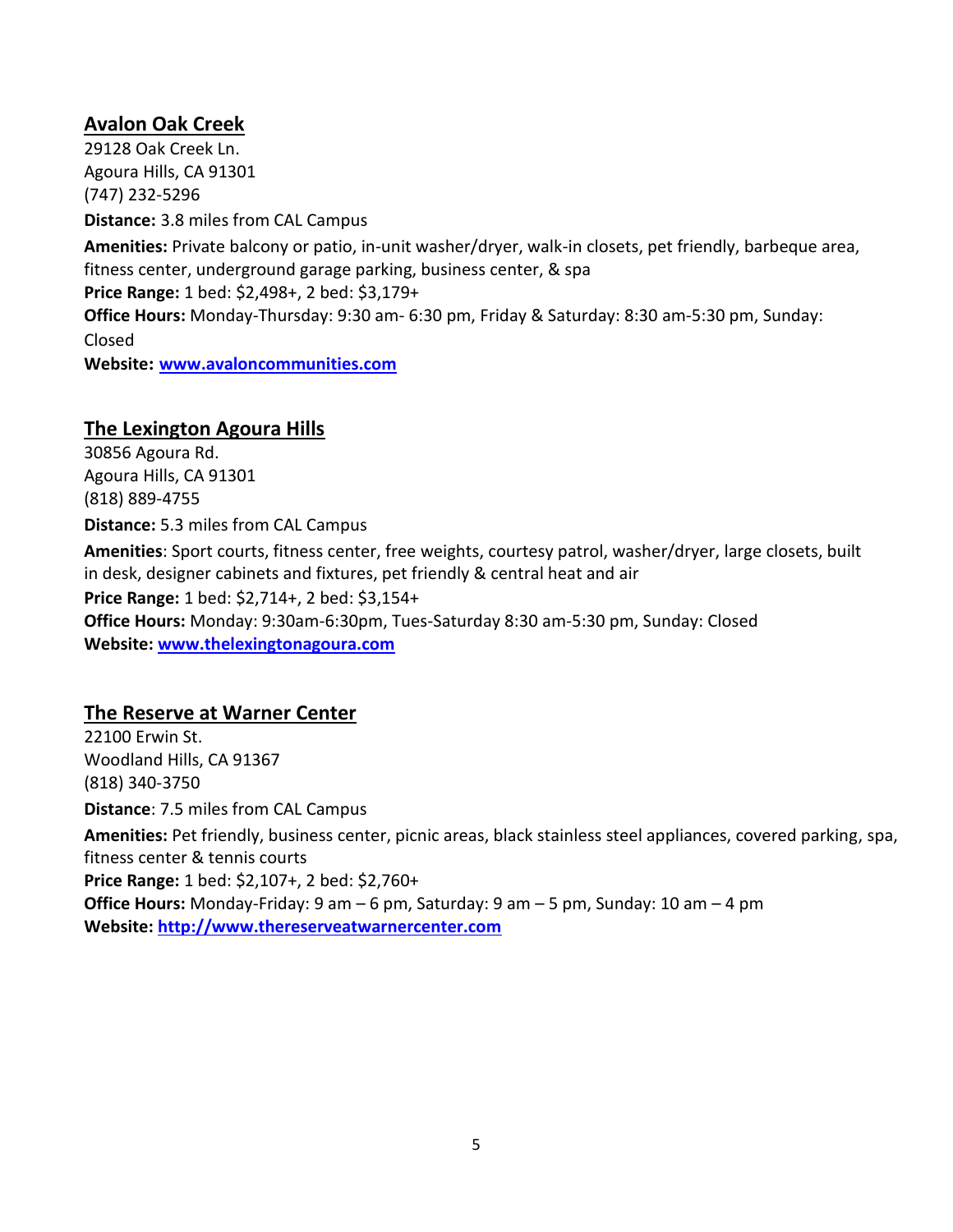## Avalon Oak Creek

29128 Oak Creek Ln.
Agoura Hills, CA 91301
(747) 232-5296

**Distance:** 3.8 miles from CAL Campus

**Amenities:** Private balcony or patio, in-unit washer/dryer, walk-in closets, pet friendly, barbeque area, fitness center, underground garage parking, business center, & spa

**Price Range:** 1 bed: $2,498+, 2 bed: $3,179+

**Office Hours:** Monday-Thursday: 9:30 am- 6:30 pm, Friday & Saturday: 8:30 am-5:30 pm, Sunday: Closed

**Website:** [www.avaloncommunities.com](www.avaloncommunities.com)

## The Lexington Agoura Hills

30856 Agoura Rd.
Agoura Hills, CA 91301
(818) 889-4755

**Distance:** 5.3 miles from CAL Campus

**Amenities**: Sport courts, fitness center, free weights, courtesy patrol, washer/dryer, large closets, built in desk, designer cabinets and fixtures, pet friendly & central heat and air

**Price Range:** 1 bed: $2,714+, 2 bed: $3,154+

**Office Hours:** Monday: 9:30am-6:30pm, Tues-Saturday 8:30 am-5:30 pm, Sunday: Closed

**Website:** [www.thelexingtonagoura.com](www.thelexingtonagoura.com)

## The Reserve at Warner Center

22100 Erwin St.
Woodland Hills, CA 91367
(818) 340-3750

**Distance**: 7.5 miles from CAL Campus

**Amenities:** Pet friendly, business center, picnic areas, black stainless steel appliances, covered parking, spa, fitness center & tennis courts

**Price Range:** 1 bed: $2,107+, 2 bed: $2,760+

**Office Hours:** Monday-Friday: 9 am – 6 pm, Saturday: 9 am – 5 pm, Sunday: 10 am – 4 pm

**Website:** [http://www.thereserveatwarnercenter.com](http://www.thereserveatwarnercenter.com)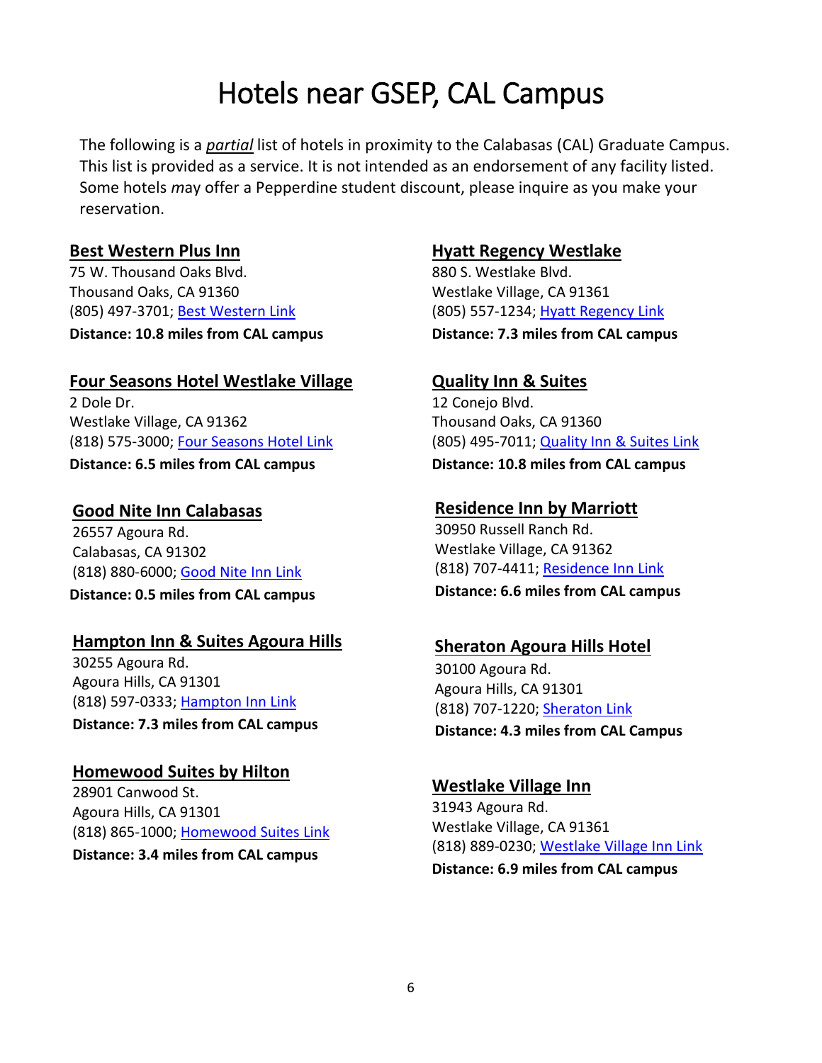# Hotels near GSEP, CAL Campus

The following is a *partial* list of hotels in proximity to the Calabasas (CAL) Graduate Campus. This list is provided as a service. It is not intended as an endorsement of any facility listed. Some hotels *m*ay offer a Pepperdine student discount, please inquire as you make your reservation.

**Best Western Plus Inn**
75 W. Thousand Oaks Blvd.
Thousand Oaks, CA 91360
(805) 497-3701; Best Western Link
**Distance: 10.8 miles from CAL campus**

**Four Seasons Hotel Westlake Village**
2 Dole Dr.
Westlake Village, CA 91362
(818) 575-3000; Four Seasons Hotel Link
**Distance: 6.5 miles from CAL campus**

**Good Nite Inn Calabasas**
26557 Agoura Rd.
Calabasas, CA 91302
(818) 880-6000; Good Nite Inn Link
**Distance: 0.5 miles from CAL campus**

**Hampton Inn & Suites Agoura Hills**
30255 Agoura Rd.
Agoura Hills, CA 91301
(818) 597-0333; Hampton Inn Link
**Distance: 7.3 miles from CAL campus**

**Homewood Suites by Hilton**
28901 Canwood St.
Agoura Hills, CA 91301
(818) 865-1000; Homewood Suites Link
**Distance: 3.4 miles from CAL campus**

**Hyatt Regency Westlake**
880 S. Westlake Blvd.
Westlake Village, CA 91361
(805) 557-1234; Hyatt Regency Link
**Distance: 7.3 miles from CAL campus**

**Quality Inn & Suites**
12 Conejo Blvd.
Thousand Oaks, CA 91360
(805) 495-7011; Quality Inn & Suites Link
**Distance: 10.8 miles from CAL campus**

**Residence Inn by Marriott**
30950 Russell Ranch Rd.
Westlake Village, CA 91362
(818) 707-4411; Residence Inn Link
**Distance: 6.6 miles from CAL campus**

**Sheraton Agoura Hills Hotel**
30100 Agoura Rd.
Agoura Hills, CA 91301
(818) 707-1220; Sheraton Link
**Distance: 4.3 miles from CAL Campus**

**Westlake Village Inn**
31943 Agoura Rd.
Westlake Village, CA 91361
(818) 889-0230; Westlake Village Inn Link
**Distance: 6.9 miles from CAL campus**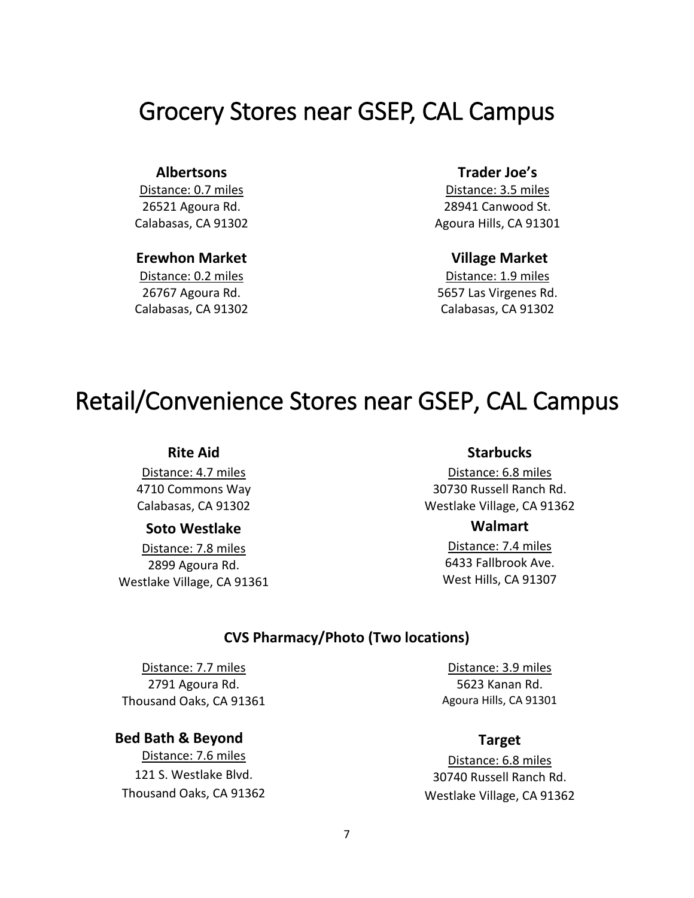// Reading order is column-first: left column (Albertsons, Erewhon), then right column (Trader Joe's, Village Market).
# Grocery Stores near GSEP, CAL Campus

**Albertsons**
Distance: 0.7 miles
26521 Agoura Rd.
Calabasas, CA 91302

**Erewhon Market**
Distance: 0.2 miles
26767 Agoura Rd.
Calabasas, CA 91302

**Trader Joe's**
Distance: 3.5 miles
28941 Canwood St.
Agoura Hills, CA 91301

**Village Market**
Distance: 1.9 miles
5657 Las Virgenes Rd.
Calabasas, CA 91302

# Retail/Convenience Stores near GSEP, CAL Campus

**Rite Aid**
Distance: 4.7 miles
4710 Commons Way
Calabasas, CA 91302

**Soto Westlake**
Distance: 7.8 miles
2899 Agoura Rd.
Westlake Village, CA 91361

**Starbucks**
Distance: 6.8 miles
30730 Russell Ranch Rd.
Westlake Village, CA 91362

**Walmart**
Distance: 7.4 miles
6433 Fallbrook Ave.
West Hills, CA 91307

**CVS Pharmacy/Photo (Two locations)**

Distance: 7.7 miles
2791 Agoura Rd.
Thousand Oaks, CA 91361

Distance: 3.9 miles
5623 Kanan Rd.
Agoura Hills, CA 91301

**Bed Bath & Beyond**
Distance: 7.6 miles
121 S. Westlake Blvd.
Thousand Oaks, CA 91362

**Target**
Distance: 6.8 miles
30740 Russell Ranch Rd.
Westlake Village, CA 91362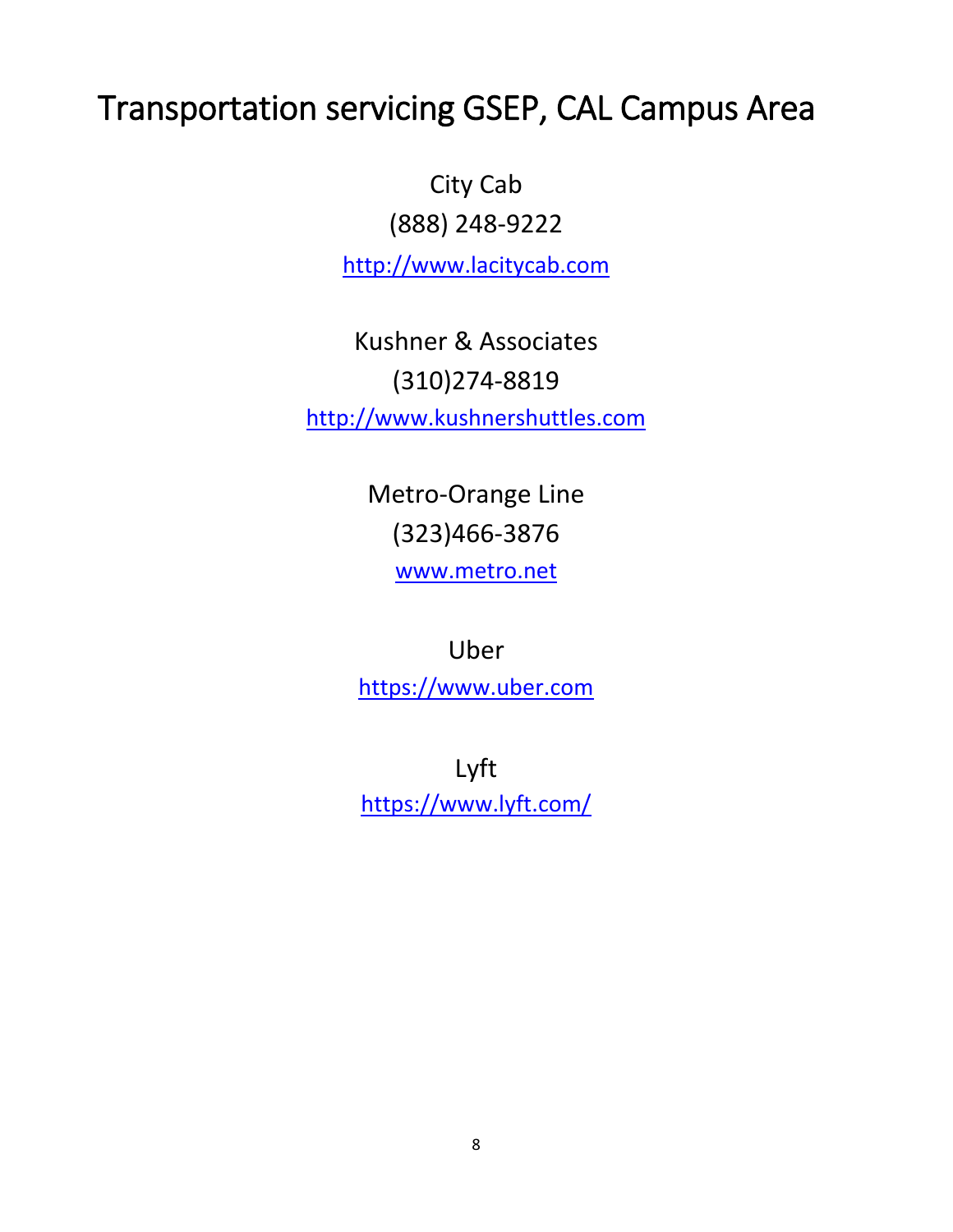# Transportation servicing GSEP, CAL Campus Area

City Cab

(888) 248-9222

http://www.lacitycab.com

Kushner & Associates

(310)274-8819

http://www.kushnershuttles.com

Metro-Orange Line

(323)466-3876

www.metro.net

Uber

https://www.uber.com

Lyft

https://www.lyft.com/